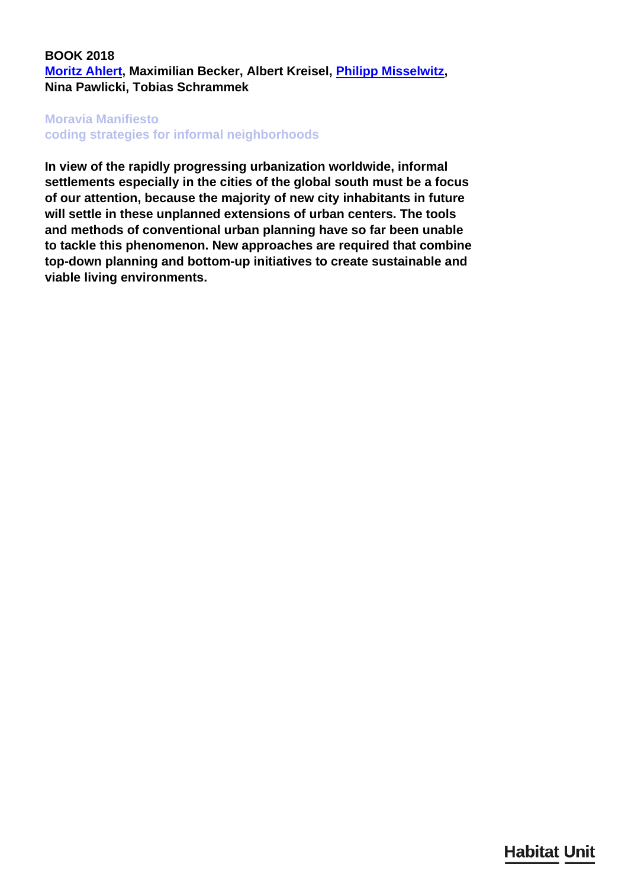**BOOK 2018**
**Moritz Ahlert, Maximilian Becker, Albert Kreisel, Philipp Misselwitz, Nina Pawlicki, Tobias Schrammek**

## Moravia Manifiesto
### coding strategies for informal neighborhoods

**In view of the rapidly progressing urbanization worldwide, informal settlements especially in the cities of the global south must be a focus of our attention, because the majority of new city inhabitants in future will settle in these unplanned extensions of urban centers. The tools and methods of conventional urban planning have so far been unable to tackle this phenomenon. New approaches are required that combine top-down planning and bottom-up initiatives to create sustainable and viable living environments.**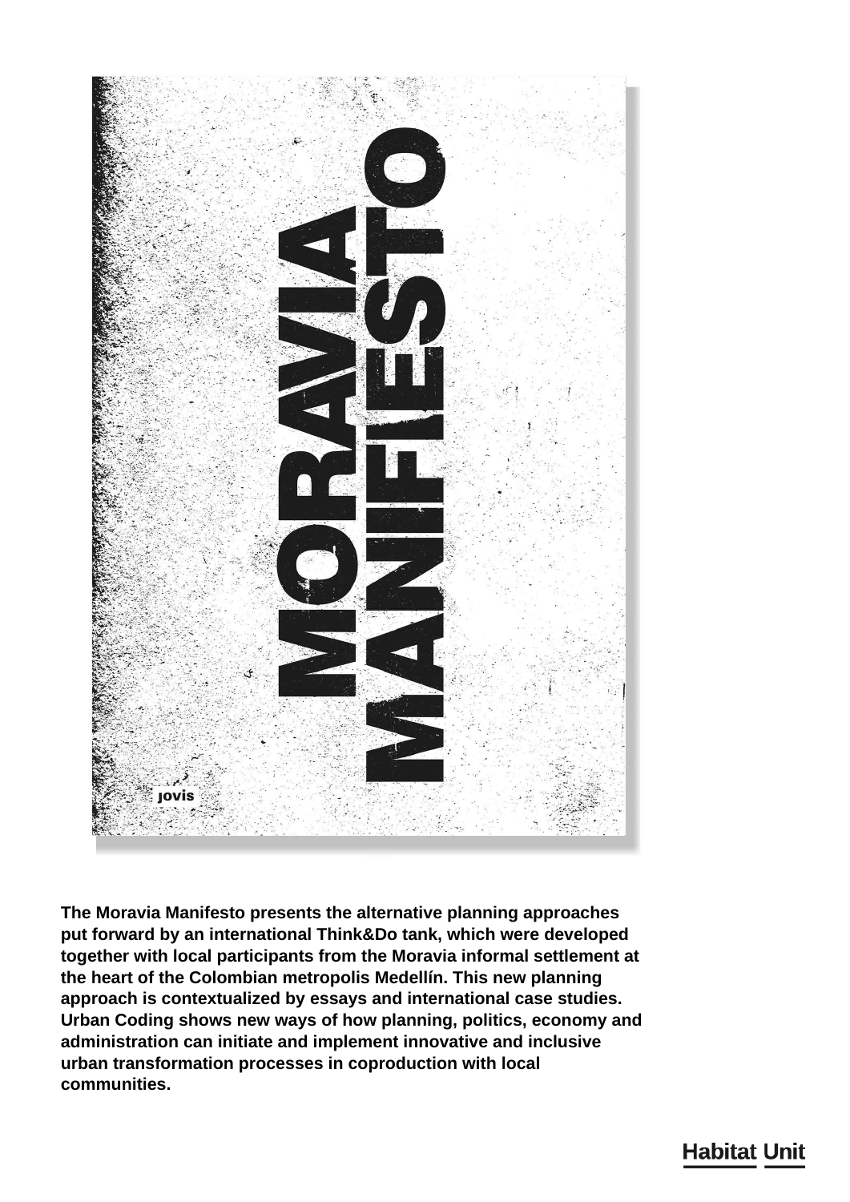MORAVIA MANIFESTO

jovis

**The Moravia Manifesto presents the alternative planning approaches put forward by an international Think&Do tank, which were developed together with local participants from the Moravia informal settlement at the heart of the Colombian metropolis Medellín. This new planning approach is contextualized by essays and international case studies. Urban Coding shows new ways of how planning, politics, economy and administration can initiate and implement innovative and inclusive urban transformation processes in coproduction with local communities.**

Habitat Unit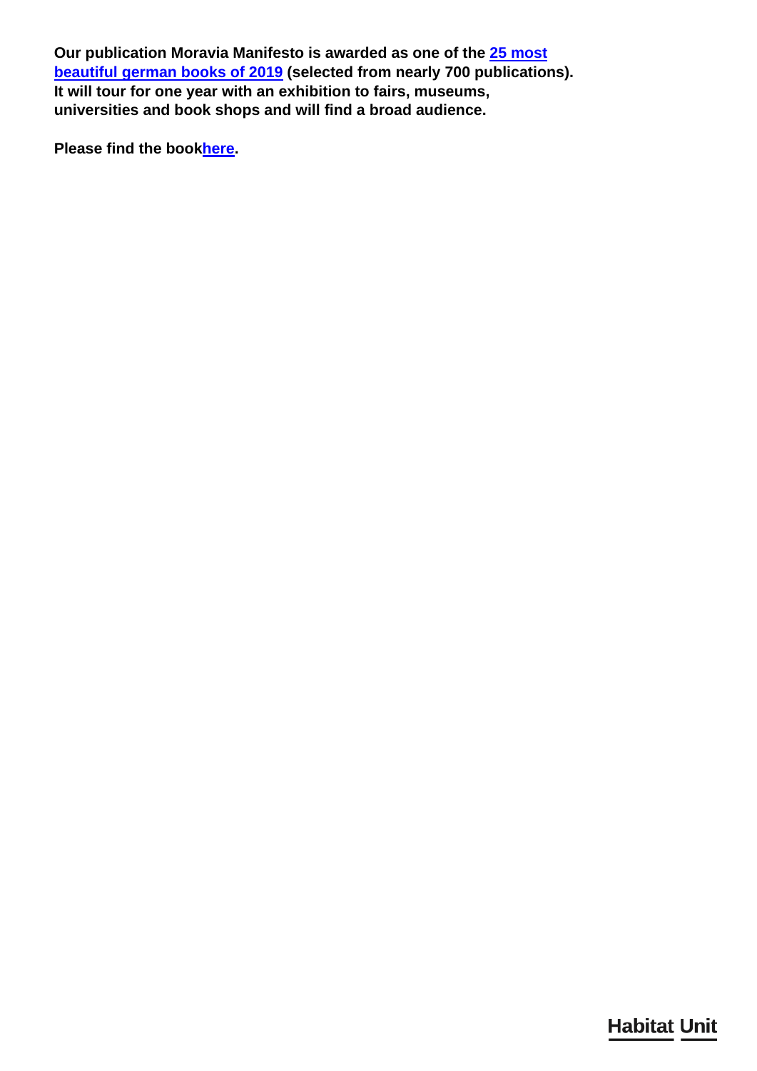**Our publication Moravia Manifesto is awarded as one of the 25 most beautiful german books of 2019 (selected from nearly 700 publications). It will tour for one year with an exhibition to fairs, museums, universities and book shops and will find a broad audience.**

**Please find the bookhere.**